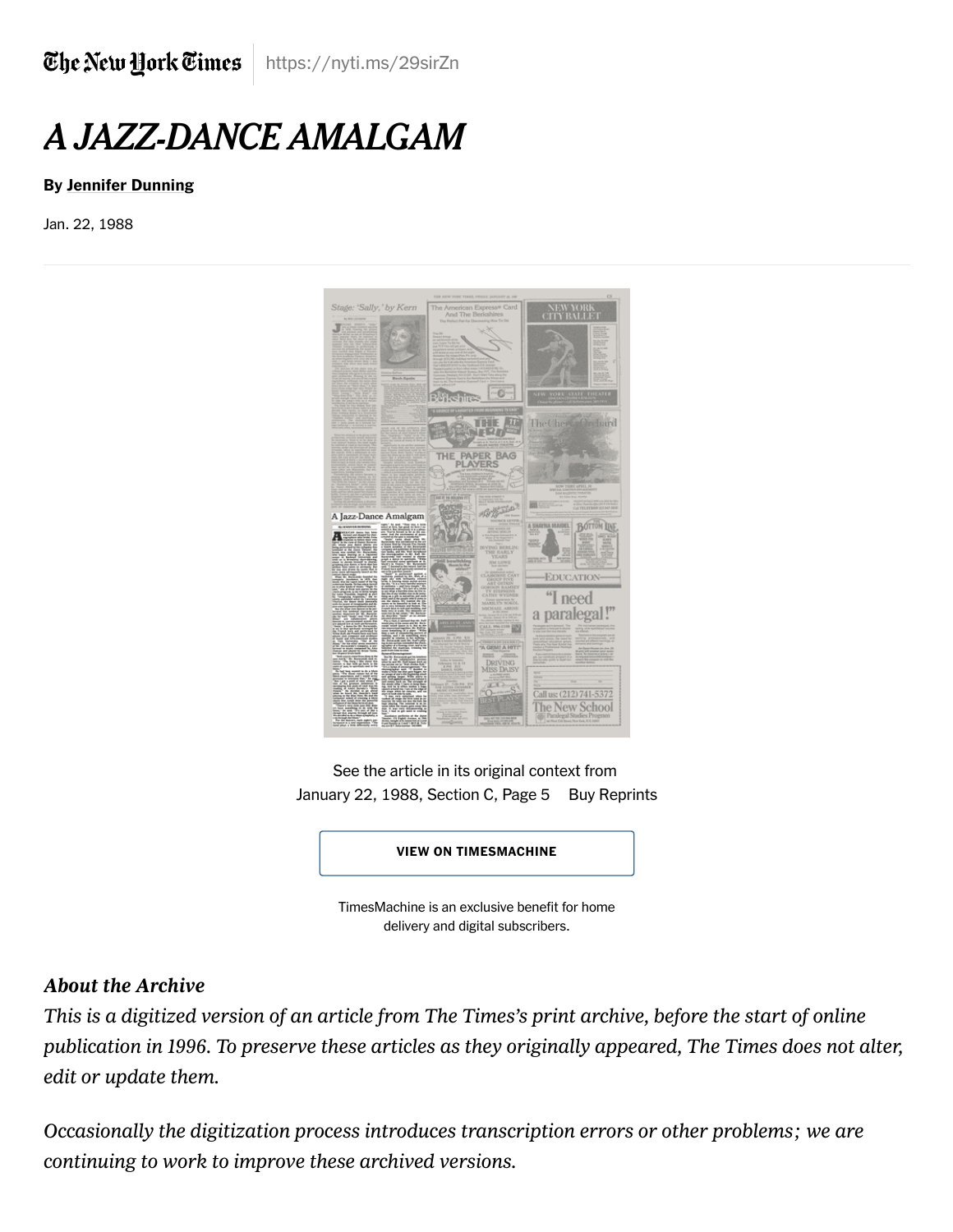The New York Times https://nyti.ms/29sirZn

# A JAZZ-DANCE AMALGAM

**By Jennifer Dunning**

Jan. 22, 1988

See the article in its original context from
January 22, 1988, Section C, Page 5 Buy Reprints

VIEW ON TIMESMACHINE

TimesMachine is an exclusive benefit for home delivery and digital subscribers.

***About the Archive***

*This is a digitized version of an article from The Times's print archive, before the start of online publication in 1996. To preserve these articles as they originally appeared, The Times does not alter, edit or update them.*

*Occasionally the digitization process introduces transcription errors or other problems; we are continuing to work to improve these archived versions.*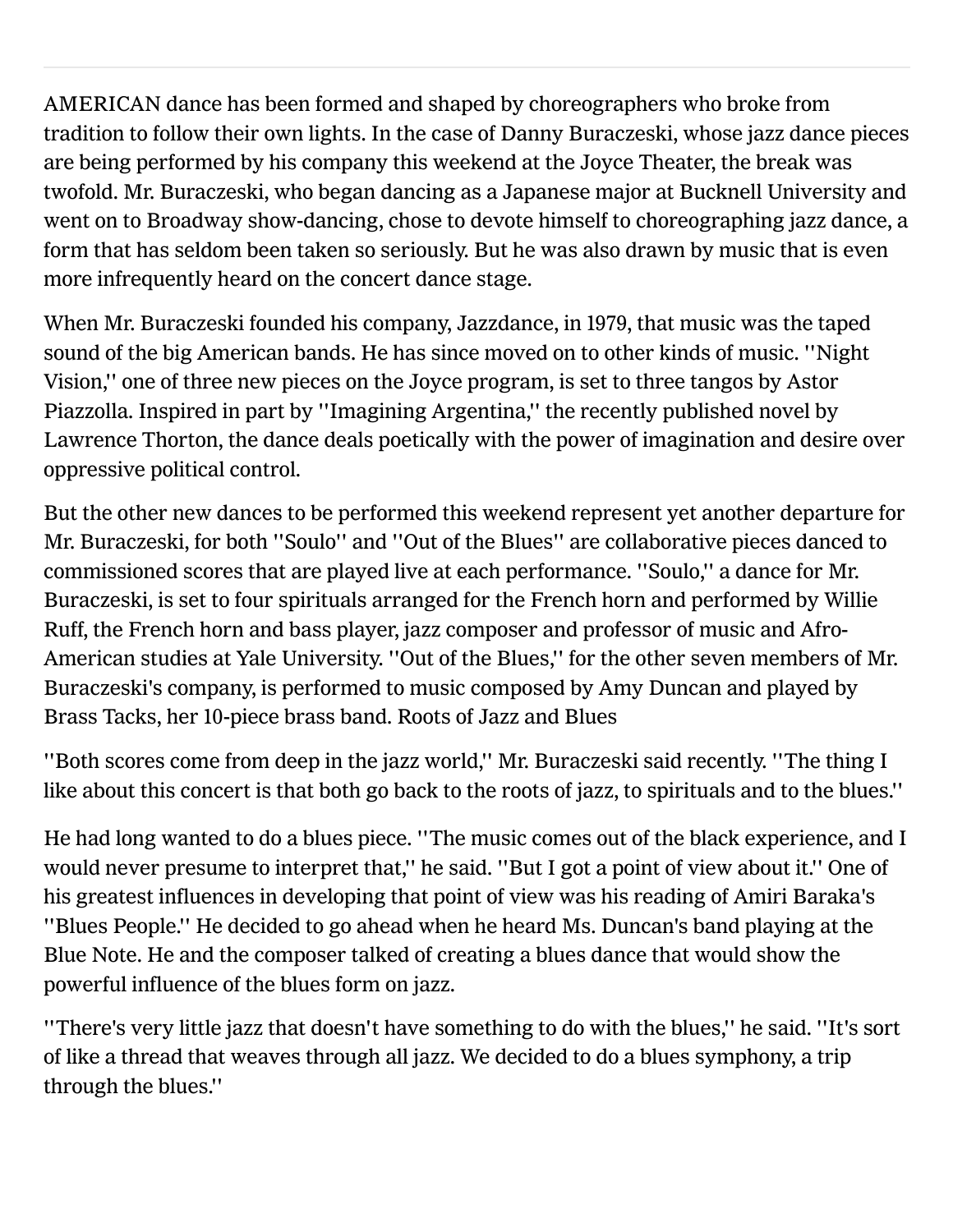AMERICAN dance has been formed and shaped by choreographers who broke from tradition to follow their own lights. In the case of Danny Buraczeski, whose jazz dance pieces are being performed by his company this weekend at the Joyce Theater, the break was twofold. Mr. Buraczeski, who began dancing as a Japanese major at Bucknell University and went on to Broadway show-dancing, chose to devote himself to choreographing jazz dance, a form that has seldom been taken so seriously. But he was also drawn by music that is even more infrequently heard on the concert dance stage.

When Mr. Buraczeski founded his company, Jazzdance, in 1979, that music was the taped sound of the big American bands. He has since moved on to other kinds of music. ''Night Vision,'' one of three new pieces on the Joyce program, is set to three tangos by Astor Piazzolla. Inspired in part by ''Imagining Argentina,'' the recently published novel by Lawrence Thorton, the dance deals poetically with the power of imagination and desire over oppressive political control.

But the other new dances to be performed this weekend represent yet another departure for Mr. Buraczeski, for both ''Soulo'' and ''Out of the Blues'' are collaborative pieces danced to commissioned scores that are played live at each performance. ''Soulo,'' a dance for Mr. Buraczeski, is set to four spirituals arranged for the French horn and performed by Willie Ruff, the French horn and bass player, jazz composer and professor of music and Afro-American studies at Yale University. ''Out of the Blues,'' for the other seven members of Mr. Buraczeski's company, is performed to music composed by Amy Duncan and played by Brass Tacks, her 10-piece brass band. Roots of Jazz and Blues

''Both scores come from deep in the jazz world,'' Mr. Buraczeski said recently. ''The thing I like about this concert is that both go back to the roots of jazz, to spirituals and to the blues.''

He had long wanted to do a blues piece. ''The music comes out of the black experience, and I would never presume to interpret that,'' he said. ''But I got a point of view about it.'' One of his greatest influences in developing that point of view was his reading of Amiri Baraka's ''Blues People.'' He decided to go ahead when he heard Ms. Duncan's band playing at the Blue Note. He and the composer talked of creating a blues dance that would show the powerful influence of the blues form on jazz.

''There's very little jazz that doesn't have something to do with the blues,'' he said. ''It's sort of like a thread that weaves through all jazz. We decided to do a blues symphony, a trip through the blues.''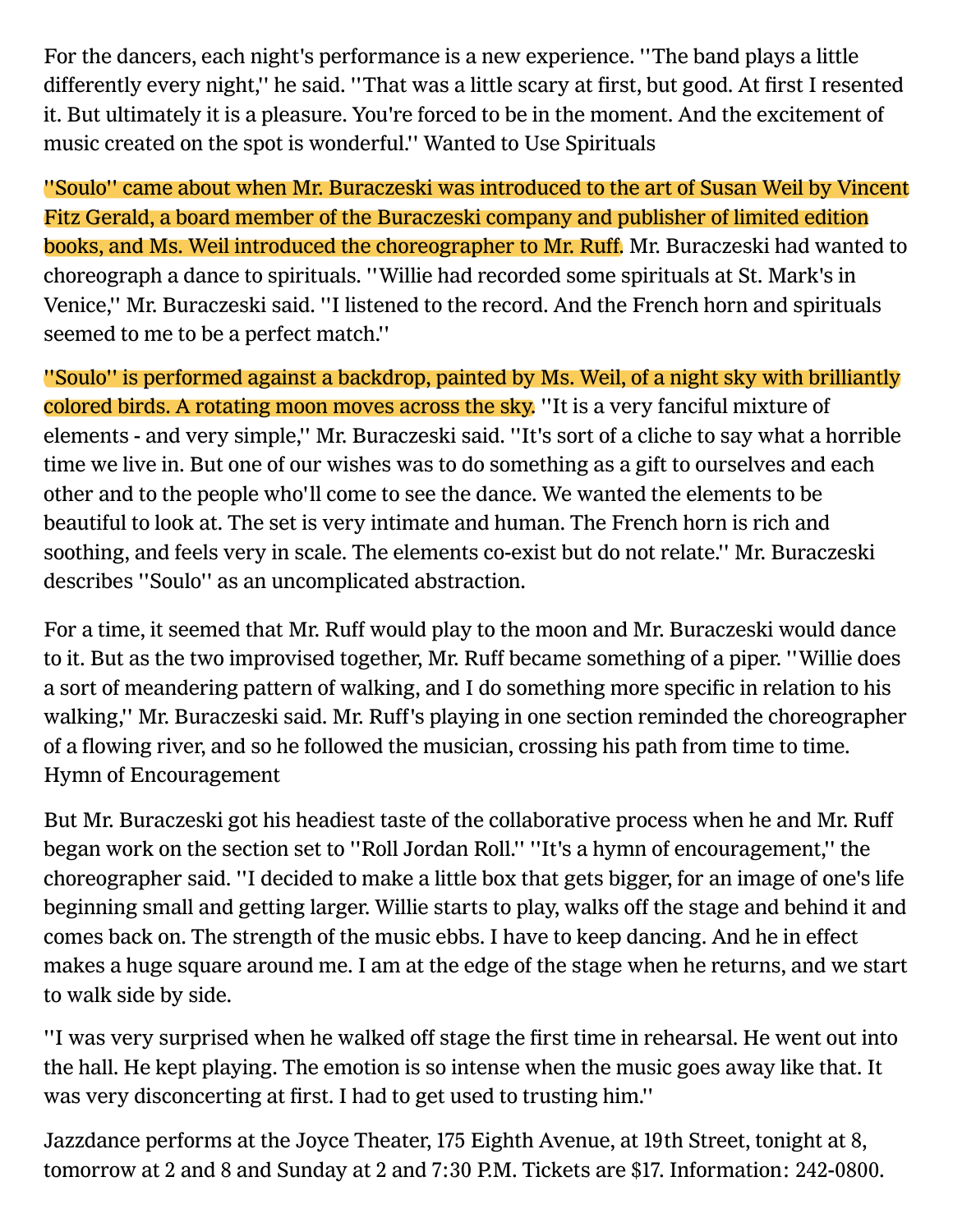For the dancers, each night's performance is a new experience. ''The band plays a little differently every night,'' he said. ''That was a little scary at first, but good. At first I resented it. But ultimately it is a pleasure. You're forced to be in the moment. And the excitement of music created on the spot is wonderful.'' Wanted to Use Spirituals

''Soulo'' came about when Mr. Buraczeski was introduced to the art of Susan Weil by Vincent Fitz Gerald, a board member of the Buraczeski company and publisher of limited edition books, and Ms. Weil introduced the choreographer to Mr. Ruff. Mr. Buraczeski had wanted to choreograph a dance to spirituals. ''Willie had recorded some spirituals at St. Mark's in Venice,'' Mr. Buraczeski said. ''I listened to the record. And the French horn and spirituals seemed to me to be a perfect match.''

''Soulo'' is performed against a backdrop, painted by Ms. Weil, of a night sky with brilliantly colored birds. A rotating moon moves across the sky. ''It is a very fanciful mixture of elements - and very simple,'' Mr. Buraczeski said. ''It's sort of a cliche to say what a horrible time we live in. But one of our wishes was to do something as a gift to ourselves and each other and to the people who'll come to see the dance. We wanted the elements to be beautiful to look at. The set is very intimate and human. The French horn is rich and soothing, and feels very in scale. The elements co-exist but do not relate.'' Mr. Buraczeski describes ''Soulo'' as an uncomplicated abstraction.

For a time, it seemed that Mr. Ruff would play to the moon and Mr. Buraczeski would dance to it. But as the two improvised together, Mr. Ruff became something of a piper. ''Willie does a sort of meandering pattern of walking, and I do something more specific in relation to his walking,'' Mr. Buraczeski said. Mr. Ruff's playing in one section reminded the choreographer of a flowing river, and so he followed the musician, crossing his path from time to time. Hymn of Encouragement

But Mr. Buraczeski got his headiest taste of the collaborative process when he and Mr. Ruff began work on the section set to ''Roll Jordan Roll.'' ''It's a hymn of encouragement,'' the choreographer said. ''I decided to make a little box that gets bigger, for an image of one's life beginning small and getting larger. Willie starts to play, walks off the stage and behind it and comes back on. The strength of the music ebbs. I have to keep dancing. And he in effect makes a huge square around me. I am at the edge of the stage when he returns, and we start to walk side by side.

''I was very surprised when he walked off stage the first time in rehearsal. He went out into the hall. He kept playing. The emotion is so intense when the music goes away like that. It was very disconcerting at first. I had to get used to trusting him.''

Jazzdance performs at the Joyce Theater, 175 Eighth Avenue, at 19th Street, tonight at 8, tomorrow at 2 and 8 and Sunday at 2 and 7:30 P.M. Tickets are $17. Information: 242-0800.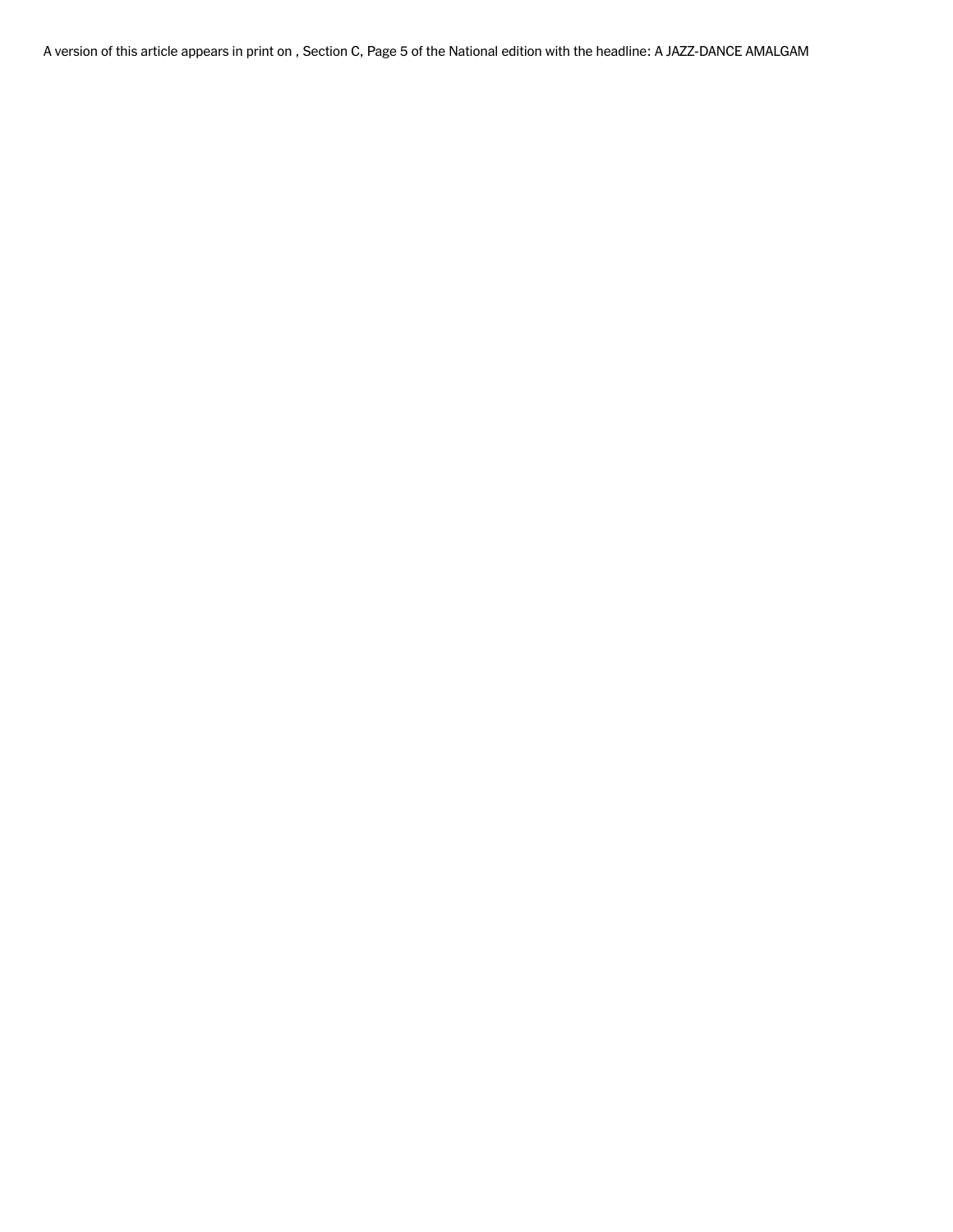A version of this article appears in print on , Section C, Page 5 of the National edition with the headline: A JAZZ-DANCE AMALGAM